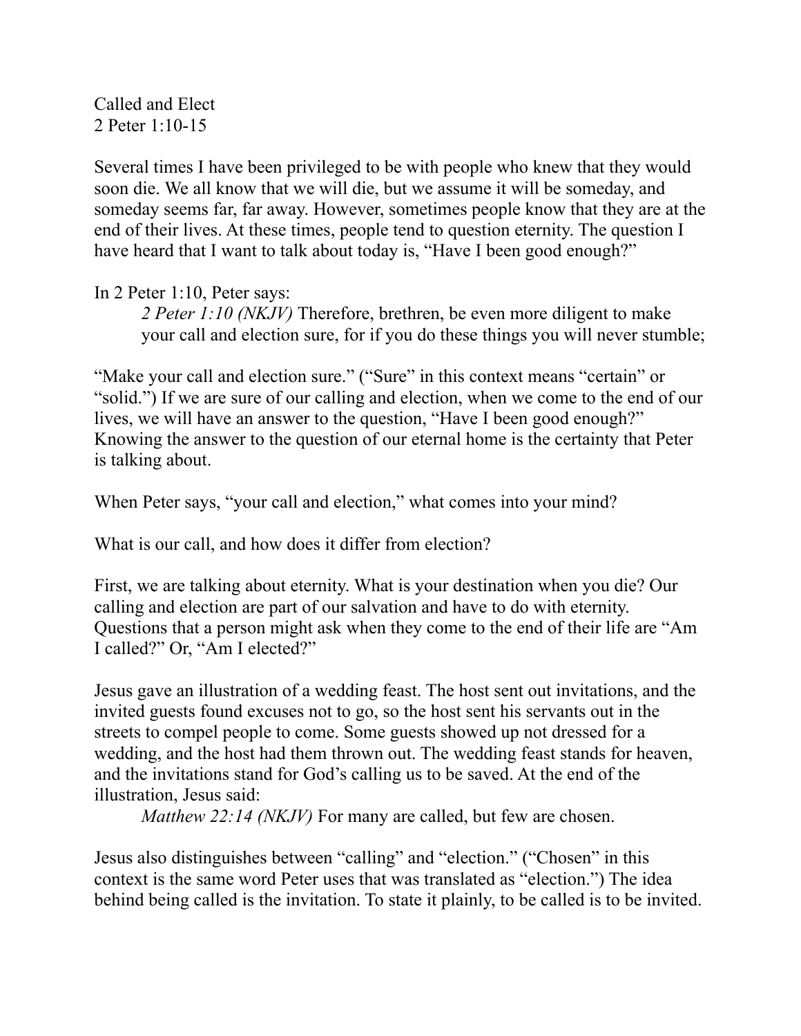Called and Elect
2 Peter 1:10-15

Several times I have been privileged to be with people who knew that they would soon die. We all know that we will die, but we assume it will be someday, and someday seems far, far away. However, sometimes people know that they are at the end of their lives. At these times, people tend to question eternity. The question I have heard that I want to talk about today is, "Have I been good enough?"

In 2 Peter 1:10, Peter says:

> *2 Peter 1:10 (NKJV)* Therefore, brethren, be even more diligent to make your call and election sure, for if you do these things you will never stumble;

"Make your call and election sure." ("Sure" in this context means "certain" or "solid.") If we are sure of our calling and election, when we come to the end of our lives, we will have an answer to the question, "Have I been good enough?" Knowing the answer to the question of our eternal home is the certainty that Peter is talking about.

When Peter says, "your call and election," what comes into your mind?

What is our call, and how does it differ from election?

First, we are talking about eternity. What is your destination when you die? Our calling and election are part of our salvation and have to do with eternity. Questions that a person might ask when they come to the end of their life are "Am I called?" Or, "Am I elected?"

Jesus gave an illustration of a wedding feast. The host sent out invitations, and the invited guests found excuses not to go, so the host sent his servants out in the streets to compel people to come. Some guests showed up not dressed for a wedding, and the host had them thrown out. The wedding feast stands for heaven, and the invitations stand for God's calling us to be saved. At the end of the illustration, Jesus said:

> *Matthew 22:14 (NKJV)* For many are called, but few are chosen.

Jesus also distinguishes between "calling" and "election." ("Chosen" in this context is the same word Peter uses that was translated as "election.") The idea behind being called is the invitation. To state it plainly, to be called is to be invited.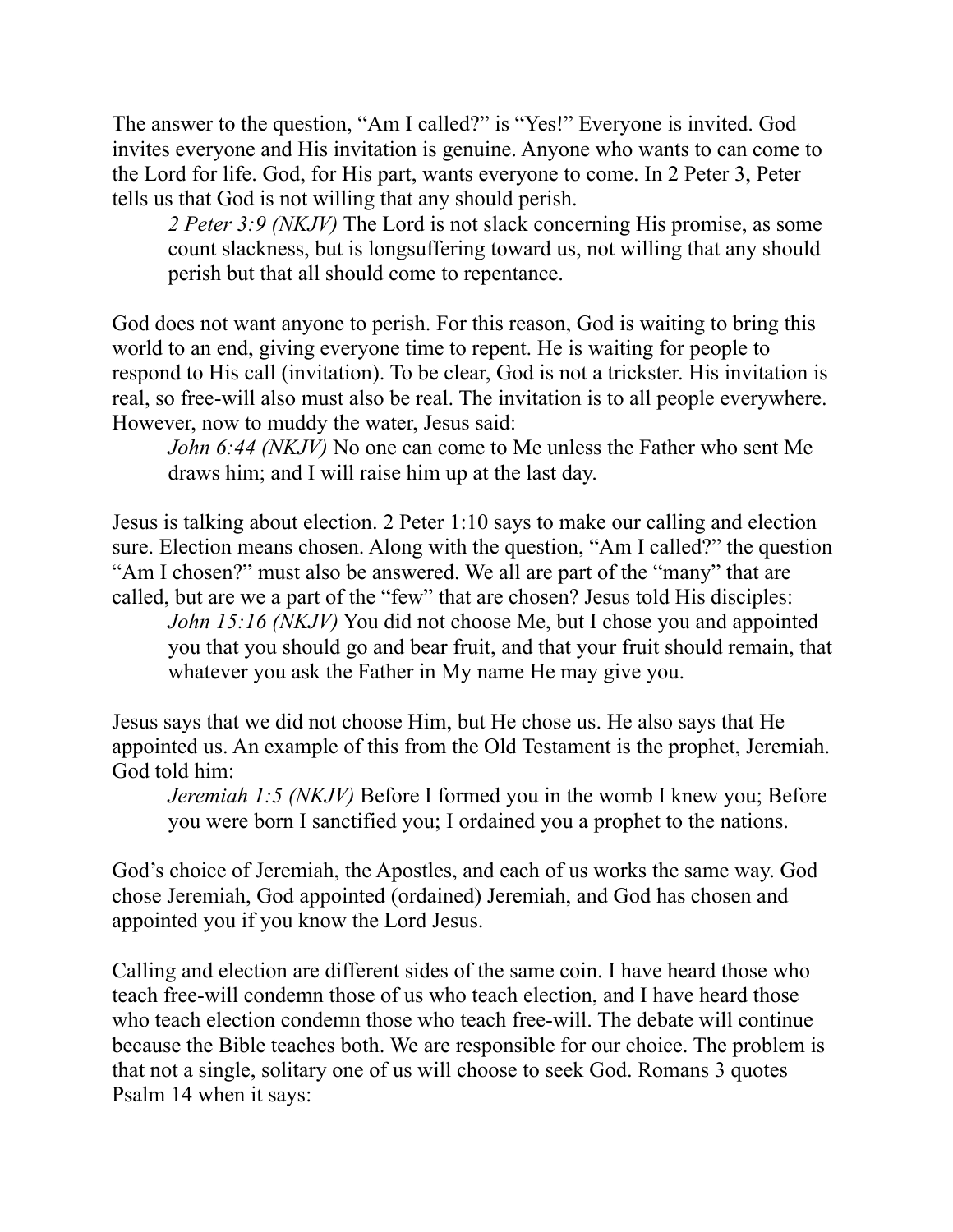The answer to the question, “Am I called?” is “Yes!” Everyone is invited. God invites everyone and His invitation is genuine. Anyone who wants to can come to the Lord for life. God, for His part, wants everyone to come. In 2 Peter 3, Peter tells us that God is not willing that any should perish.

> *2 Peter 3:9 (NKJV)* The Lord is not slack concerning His promise, as some count slackness, but is longsuffering toward us, not willing that any should perish but that all should come to repentance.

God does not want anyone to perish. For this reason, God is waiting to bring this world to an end, giving everyone time to repent. He is waiting for people to respond to His call (invitation). To be clear, God is not a trickster. His invitation is real, so free-will also must also be real. The invitation is to all people everywhere. However, now to muddy the water, Jesus said:

> *John 6:44 (NKJV)* No one can come to Me unless the Father who sent Me draws him; and I will raise him up at the last day.

Jesus is talking about election. 2 Peter 1:10 says to make our calling and election sure. Election means chosen. Along with the question, “Am I called?” the question “Am I chosen?” must also be answered. We all are part of the “many” that are called, but are we a part of the “few” that are chosen? Jesus told His disciples:

> *John 15:16 (NKJV)* You did not choose Me, but I chose you and appointed you that you should go and bear fruit, and that your fruit should remain, that whatever you ask the Father in My name He may give you.

Jesus says that we did not choose Him, but He chose us. He also says that He appointed us. An example of this from the Old Testament is the prophet, Jeremiah. God told him:

> *Jeremiah 1:5 (NKJV)* Before I formed you in the womb I knew you; Before you were born I sanctified you; I ordained you a prophet to the nations.

God’s choice of Jeremiah, the Apostles, and each of us works the same way. God chose Jeremiah, God appointed (ordained) Jeremiah, and God has chosen and appointed you if you know the Lord Jesus.

Calling and election are different sides of the same coin. I have heard those who teach free-will condemn those of us who teach election, and I have heard those who teach election condemn those who teach free-will. The debate will continue because the Bible teaches both. We are responsible for our choice. The problem is that not a single, solitary one of us will choose to seek God. Romans 3 quotes Psalm 14 when it says: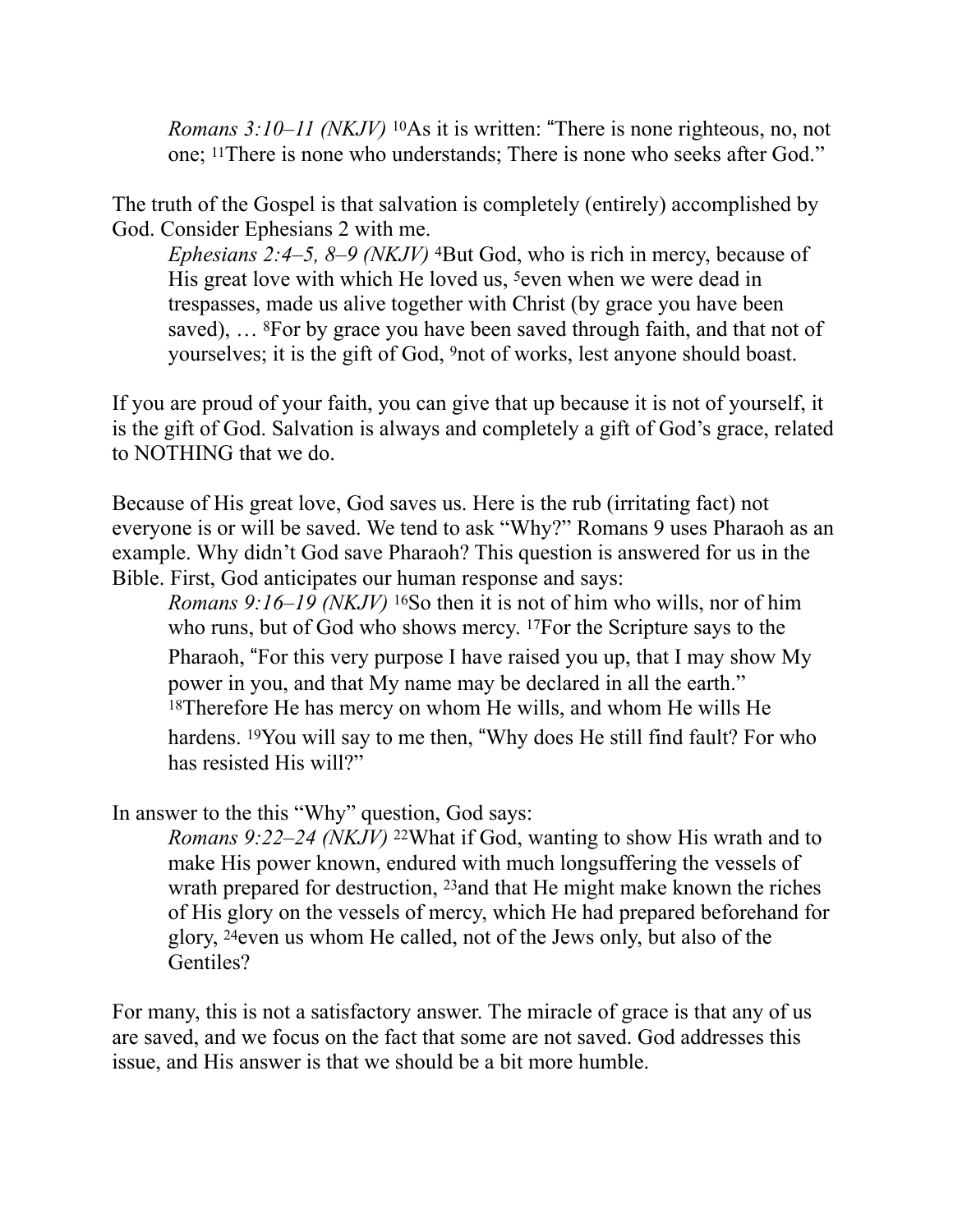*Romans 3:10–11 (NKJV)* [10]As it is written: "There is none righteous, no, not one; [11]There is none who understands; There is none who seeks after God."

The truth of the Gospel is that salvation is completely (entirely) accomplished by God. Consider Ephesians 2 with me.

*Ephesians 2:4–5, 8–9 (NKJV)* [4]But God, who is rich in mercy, because of His great love with which He loved us, [5]even when we were dead in trespasses, made us alive together with Christ (by grace you have been saved), … [8]For by grace you have been saved through faith, and that not of yourselves; it is the gift of God, [9]not of works, lest anyone should boast.

If you are proud of your faith, you can give that up because it is not of yourself, it is the gift of God. Salvation is always and completely a gift of God's grace, related to NOTHING that we do.

Because of His great love, God saves us. Here is the rub (irritating fact) not everyone is or will be saved. We tend to ask "Why?" Romans 9 uses Pharaoh as an example. Why didn't God save Pharaoh? This question is answered for us in the Bible. First, God anticipates our human response and says:

*Romans 9:16–19 (NKJV)* [16]So then it is not of him who wills, nor of him who runs, but of God who shows mercy. [17]For the Scripture says to the Pharaoh, "For this very purpose I have raised you up, that I may show My power in you, and that My name may be declared in all the earth." [18]Therefore He has mercy on whom He wills, and whom He wills He hardens. [19]You will say to me then, "Why does He still find fault? For who has resisted His will?"

In answer to the this "Why" question, God says:

*Romans 9:22–24 (NKJV)* [22]What if God, wanting to show His wrath and to make His power known, endured with much longsuffering the vessels of wrath prepared for destruction, [23]and that He might make known the riches of His glory on the vessels of mercy, which He had prepared beforehand for glory, [24]even us whom He called, not of the Jews only, but also of the Gentiles?

For many, this is not a satisfactory answer. The miracle of grace is that any of us are saved, and we focus on the fact that some are not saved. God addresses this issue, and His answer is that we should be a bit more humble.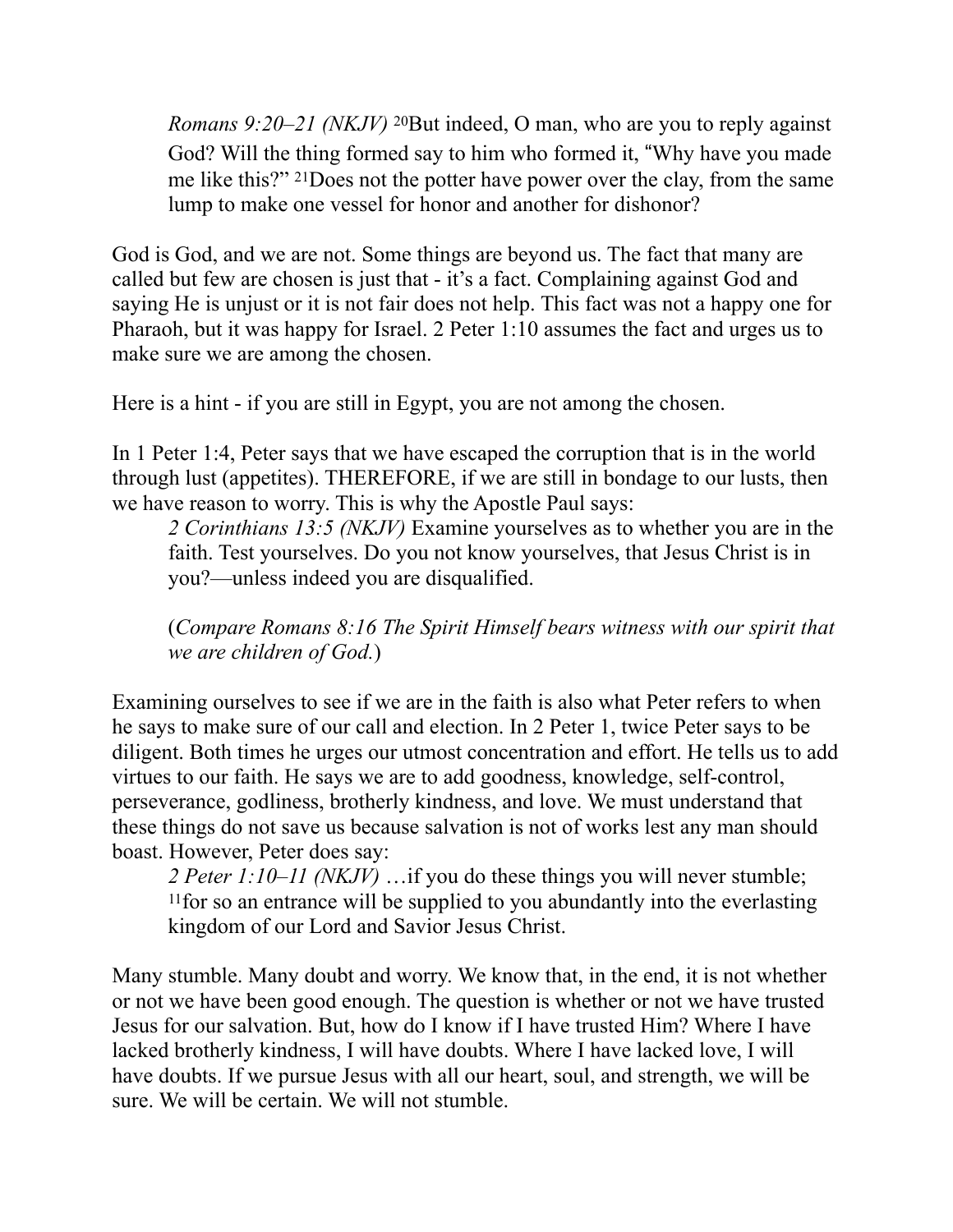> *Romans 9:20–21 (NKJV)* [20]But indeed, O man, who are you to reply against God? Will the thing formed say to him who formed it, "Why have you made me like this?" [21]Does not the potter have power over the clay, from the same lump to make one vessel for honor and another for dishonor?

God is God, and we are not. Some things are beyond us. The fact that many are called but few are chosen is just that - it's a fact. Complaining against God and saying He is unjust or it is not fair does not help. This fact was not a happy one for Pharaoh, but it was happy for Israel. 2 Peter 1:10 assumes the fact and urges us to make sure we are among the chosen.

Here is a hint - if you are still in Egypt, you are not among the chosen.

In 1 Peter 1:4, Peter says that we have escaped the corruption that is in the world through lust (appetites). THEREFORE, if we are still in bondage to our lusts, then we have reason to worry. This is why the Apostle Paul says:

> *2 Corinthians 13:5 (NKJV)* Examine yourselves as to whether you are in the faith. Test yourselves. Do you not know yourselves, that Jesus Christ is in you?—unless indeed you are disqualified.
>
> (*Compare Romans 8:16 The Spirit Himself bears witness with our spirit that we are children of God.*)

Examining ourselves to see if we are in the faith is also what Peter refers to when he says to make sure of our call and election. In 2 Peter 1, twice Peter says to be diligent. Both times he urges our utmost concentration and effort. He tells us to add virtues to our faith. He says we are to add goodness, knowledge, self-control, perseverance, godliness, brotherly kindness, and love. We must understand that these things do not save us because salvation is not of works lest any man should boast. However, Peter does say:

> *2 Peter 1:10–11 (NKJV)* …if you do these things you will never stumble; [11]for so an entrance will be supplied to you abundantly into the everlasting kingdom of our Lord and Savior Jesus Christ.

Many stumble. Many doubt and worry. We know that, in the end, it is not whether or not we have been good enough. The question is whether or not we have trusted Jesus for our salvation. But, how do I know if I have trusted Him? Where I have lacked brotherly kindness, I will have doubts. Where I have lacked love, I will have doubts. If we pursue Jesus with all our heart, soul, and strength, we will be sure. We will be certain. We will not stumble.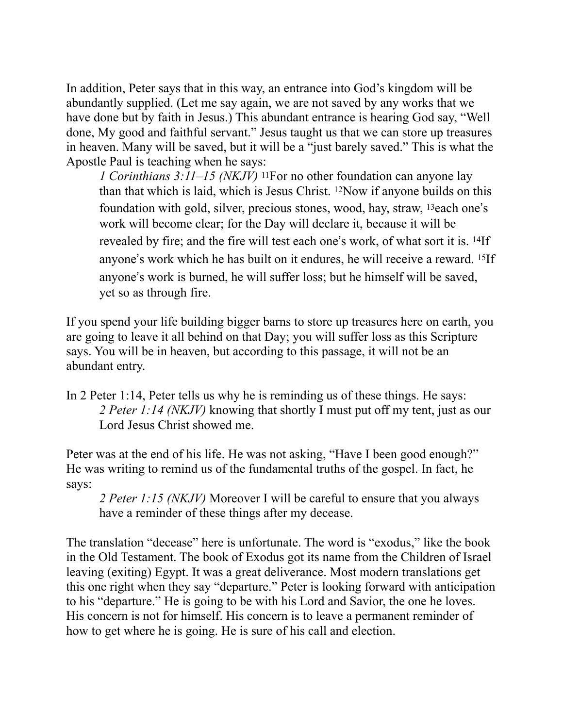In addition, Peter says that in this way, an entrance into God's kingdom will be abundantly supplied. (Let me say again, we are not saved by any works that we have done but by faith in Jesus.) This abundant entrance is hearing God say, "Well done, My good and faithful servant." Jesus taught us that we can store up treasures in heaven. Many will be saved, but it will be a "just barely saved." This is what the Apostle Paul is teaching when he says:

> *1 Corinthians 3:11–15 (NKJV)* [11]For no other foundation can anyone lay than that which is laid, which is Jesus Christ. [12]Now if anyone builds on this foundation with gold, silver, precious stones, wood, hay, straw, [13]each one's work will become clear; for the Day will declare it, because it will be revealed by fire; and the fire will test each one's work, of what sort it is. [14]If anyone's work which he has built on it endures, he will receive a reward. [15]If anyone's work is burned, he will suffer loss; but he himself will be saved, yet so as through fire.

If you spend your life building bigger barns to store up treasures here on earth, you are going to leave it all behind on that Day; you will suffer loss as this Scripture says. You will be in heaven, but according to this passage, it will not be an abundant entry.

In 2 Peter 1:14, Peter tells us why he is reminding us of these things. He says:

> *2 Peter 1:14 (NKJV)* knowing that shortly I must put off my tent, just as our Lord Jesus Christ showed me.

Peter was at the end of his life. He was not asking, "Have I been good enough?" He was writing to remind us of the fundamental truths of the gospel. In fact, he says:

> *2 Peter 1:15 (NKJV)* Moreover I will be careful to ensure that you always have a reminder of these things after my decease.

The translation "decease" here is unfortunate. The word is "exodus," like the book in the Old Testament. The book of Exodus got its name from the Children of Israel leaving (exiting) Egypt. It was a great deliverance. Most modern translations get this one right when they say "departure." Peter is looking forward with anticipation to his "departure." He is going to be with his Lord and Savior, the one he loves. His concern is not for himself. His concern is to leave a permanent reminder of how to get where he is going. He is sure of his call and election.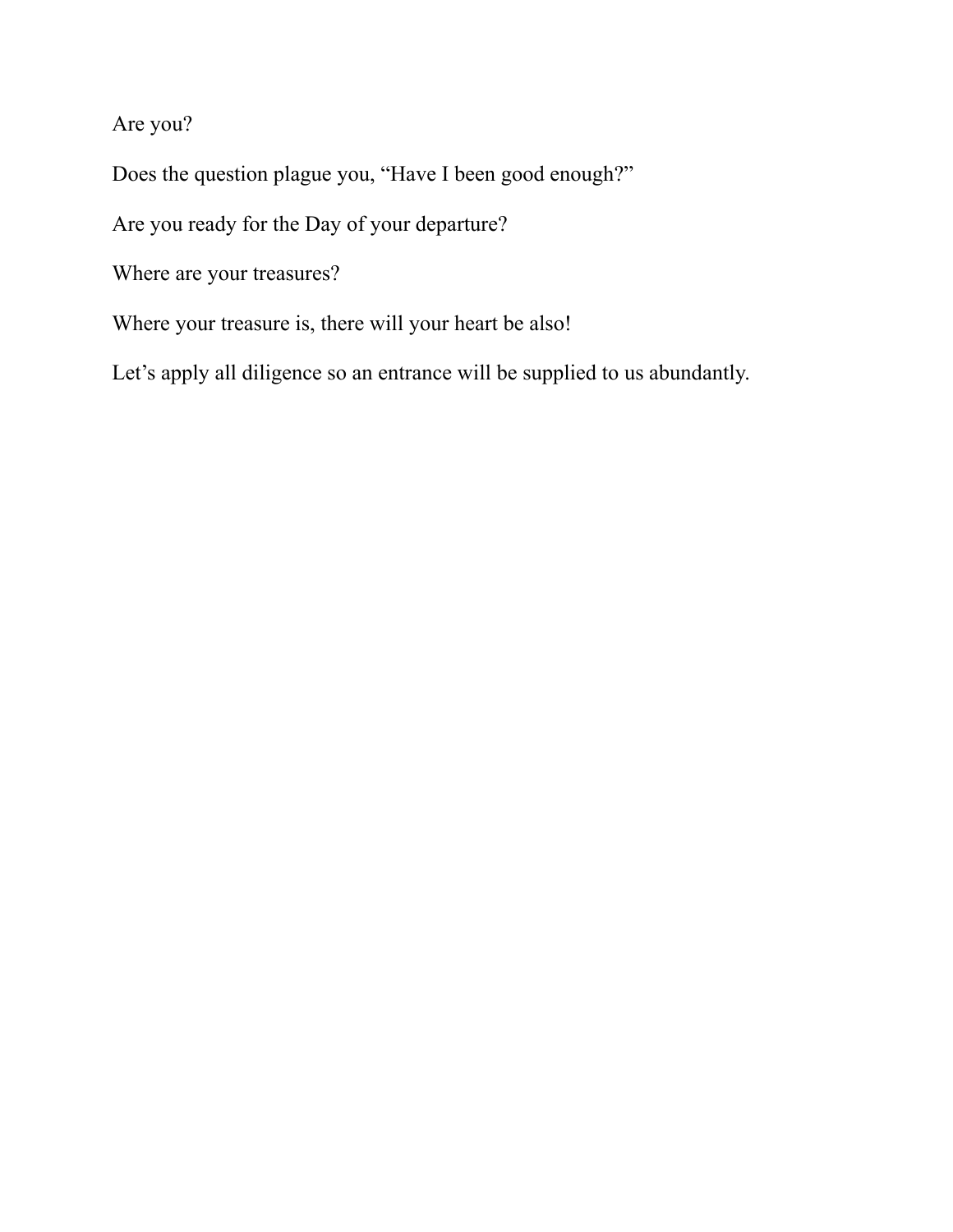Are you?

Does the question plague you, “Have I been good enough?”

Are you ready for the Day of your departure?

Where are your treasures?

Where your treasure is, there will your heart be also!

Let’s apply all diligence so an entrance will be supplied to us abundantly.